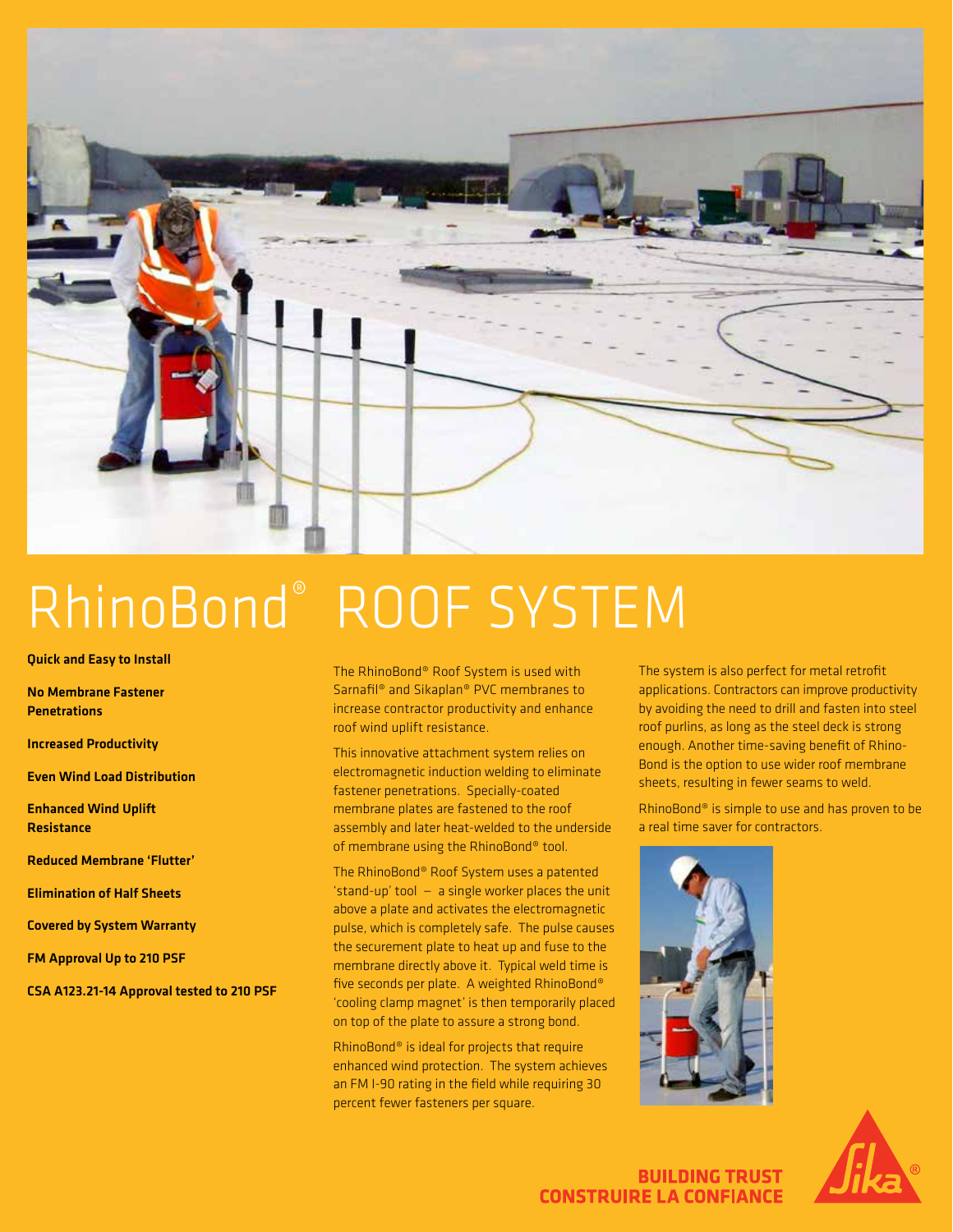# RhinoBond® ROOF SYSTEM

**Quick and Easy to Install**

**No Membrane Fastener Penetrations**

**Increased Productivity**

**Even Wind Load Distribution**

**Enhanced Wind Uplift Resistance**

**Reduced Membrane 'Flutter'**

**Elimination of Half Sheets**

**Covered by System Warranty**

**FM Approval Up to 210 PSF**

**CSA A123.21-14 Approval tested to 210 PSF**

The RhinoBond® Roof System is used with Sarnafil® and Sikaplan® PVC membranes to increase contractor productivity and enhance roof wind uplift resistance.

This innovative attachment system relies on electromagnetic induction welding to eliminate fastener penetrations. Specially-coated membrane plates are fastened to the roof assembly and later heat-welded to the underside of membrane using the RhinoBond® tool.

The RhinoBond® Roof System uses a patented 'stand-up' tool – a single worker places the unit above a plate and activates the electromagnetic pulse, which is completely safe. The pulse causes the securement plate to heat up and fuse to the membrane directly above it. Typical weld time is five seconds per plate. A weighted RhinoBond® 'cooling clamp magnet' is then temporarily placed on top of the plate to assure a strong bond.

RhinoBond® is ideal for projects that require enhanced wind protection. The system achieves an FM I-90 rating in the field while requiring 30 percent fewer fasteners per square.

The system is also perfect for metal retrofit applications. Contractors can improve productivity by avoiding the need to drill and fasten into steel roof purlins, as long as the steel deck is strong enough. Another time-saving benefit of Rhino-Bond is the option to use wider roof membrane sheets, resulting in fewer seams to weld.

RhinoBond® is simple to use and has proven to be a real time saver for contractors.

**BUILDING TRUST**
**CONSTRUIRE LA CONFIANCE**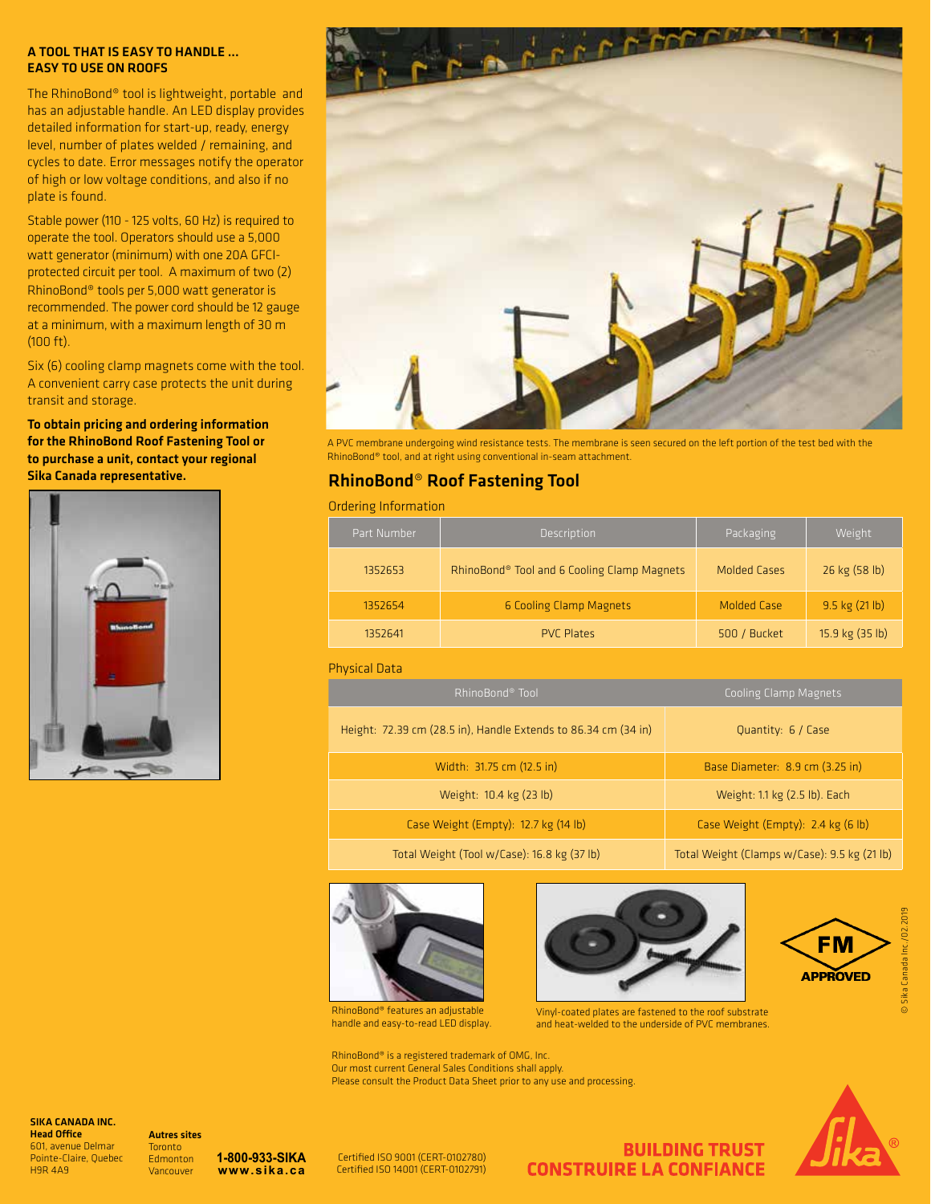**A TOOL THAT IS EASY TO HANDLE ... EASY TO USE ON ROOFS**

The RhinoBond® tool is lightweight, portable and has an adjustable handle. An LED display provides detailed information for start-up, ready, energy level, number of plates welded / remaining, and cycles to date. Error messages notify the operator of high or low voltage conditions, and also if no plate is found.

Stable power (110 - 125 volts, 60 Hz) is required to operate the tool. Operators should use a 5,000 watt generator (minimum) with one 20A GFCI-protected circuit per tool. A maximum of two (2) RhinoBond® tools per 5,000 watt generator is recommended. The power cord should be 12 gauge at a minimum, with a maximum length of 30 m (100 ft).

Six (6) cooling clamp magnets come with the tool. A convenient carry case protects the unit during transit and storage.

**To obtain pricing and ordering information for the RhinoBond Roof Fastening Tool or to purchase a unit, contact your regional Sika Canada representative.**

A PVC membrane undergoing wind resistance tests. The membrane is seen secured on the left portion of the test bed with the RhinoBond® tool, and at right using conventional in-seam attachment.

## RhinoBond® Roof Fastening Tool

Ordering Information

| Part Number | Description | Packaging | Weight |
|---|---|---|---|
| 1352653 | RhinoBond® Tool and 6 Cooling Clamp Magnets | Molded Cases | 26 kg (58 lb) |
| 1352654 | 6 Cooling Clamp Magnets | Molded Case | 9.5 kg (21 lb) |
| 1352641 | PVC Plates | 500 / Bucket | 15.9 kg (35 lb) |

Physical Data

| RhinoBond® Tool | Cooling Clamp Magnets |
|---|---|
| Height: 72.39 cm (28.5 in), Handle Extends to 86.34 cm (34 in) | Quantity: 6 / Case |
| Width: 31.75 cm (12.5 in) | Base Diameter: 8.9 cm (3.25 in) |
| Weight: 10.4 kg (23 lb) | Weight: 1.1 kg (2.5 lb). Each |
| Case Weight (Empty): 12.7 kg (14 lb) | Case Weight (Empty): 2.4 kg (6 lb) |
| Total Weight (Tool w/Case): 16.8 kg (37 lb) | Total Weight (Clamps w/Case): 9.5 kg (21 lb) |

RhinoBond® features an adjustable handle and easy-to-read LED display.

Vinyl-coated plates are fastened to the roof substrate and heat-welded to the underside of PVC membranes.

FM APPROVED

© Sika Canada Inc./02.2019

RhinoBond® is a registered trademark of OMG, Inc.
Our most current General Sales Conditions shall apply.
Please consult the Product Data Sheet prior to any use and processing.

**SIKA CANADA INC.**
**Head Office**
601, avenue Delmar
Pointe-Claire, Quebec
H9R 4A9

**Autres sites**
Toronto
Edmonton
Vancouver

**1-800-933-SIKA**
**www.sika.ca**

Certified ISO 9001 (CERT-0102780)
Certified ISO 14001 (CERT-0102791)

**BUILDING TRUST**
**CONSTRUIRE LA CONFIANCE**